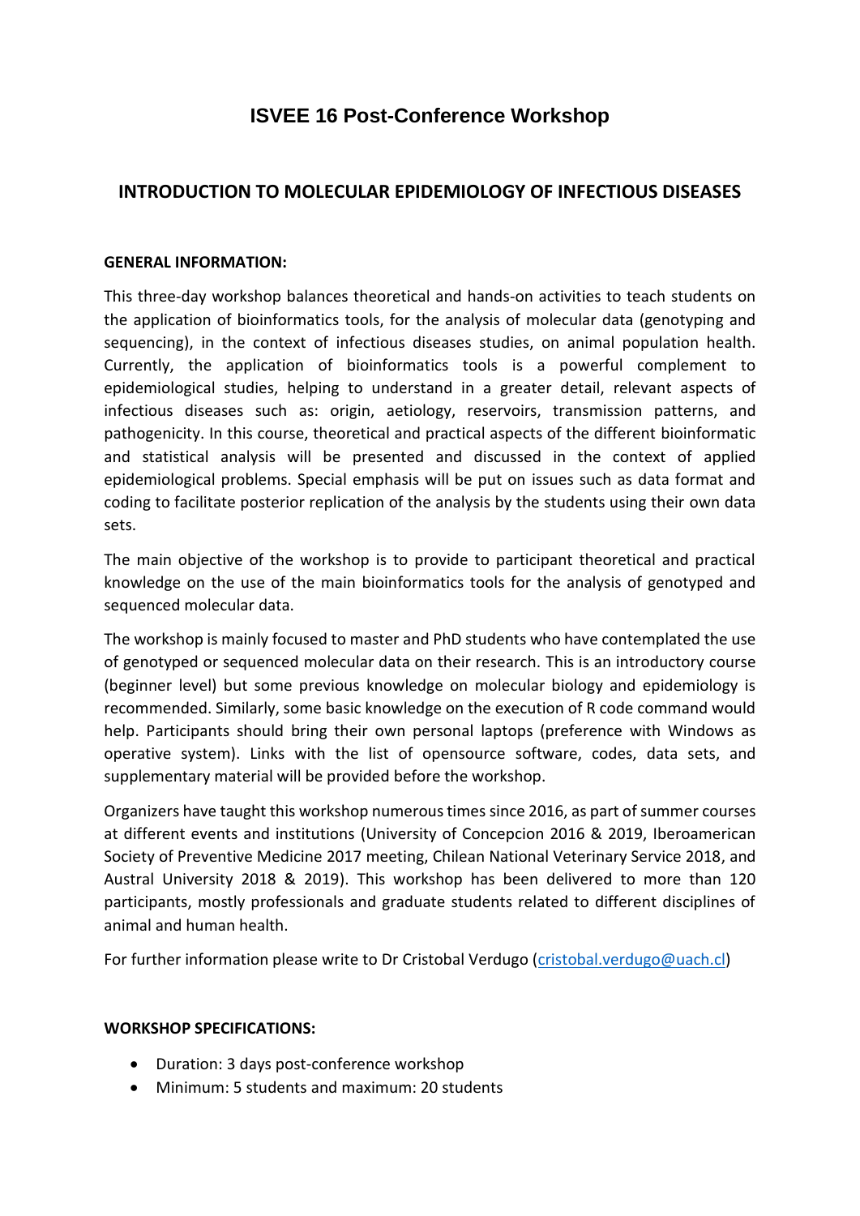# ISVEE 16 Post-Conference Workshop

## INTRODUCTION TO MOLECULAR EPIDEMIOLOGY OF INFECTIOUS DISEASES

**GENERAL INFORMATION:**

This three-day workshop balances theoretical and hands-on activities to teach students on the application of bioinformatics tools, for the analysis of molecular data (genotyping and sequencing), in the context of infectious diseases studies, on animal population health. Currently, the application of bioinformatics tools is a powerful complement to epidemiological studies, helping to understand in a greater detail, relevant aspects of infectious diseases such as: origin, aetiology, reservoirs, transmission patterns, and pathogenicity. In this course, theoretical and practical aspects of the different bioinformatic and statistical analysis will be presented and discussed in the context of applied epidemiological problems. Special emphasis will be put on issues such as data format and coding to facilitate posterior replication of the analysis by the students using their own data sets.

The main objective of the workshop is to provide to participant theoretical and practical knowledge on the use of the main bioinformatics tools for the analysis of genotyped and sequenced molecular data.

The workshop is mainly focused to master and PhD students who have contemplated the use of genotyped or sequenced molecular data on their research. This is an introductory course (beginner level) but some previous knowledge on molecular biology and epidemiology is recommended. Similarly, some basic knowledge on the execution of R code command would help. Participants should bring their own personal laptops (preference with Windows as operative system). Links with the list of opensource software, codes, data sets, and supplementary material will be provided before the workshop.

Organizers have taught this workshop numerous times since 2016, as part of summer courses at different events and institutions (University of Concepcion 2016 & 2019, Iberoamerican Society of Preventive Medicine 2017 meeting, Chilean National Veterinary Service 2018, and Austral University 2018 & 2019). This workshop has been delivered to more than 120 participants, mostly professionals and graduate students related to different disciplines of animal and human health.

For further information please write to Dr Cristobal Verdugo (cristobal.verdugo@uach.cl)

**WORKSHOP SPECIFICATIONS:**

- Duration: 3 days post-conference workshop
- Minimum: 5 students and maximum: 20 students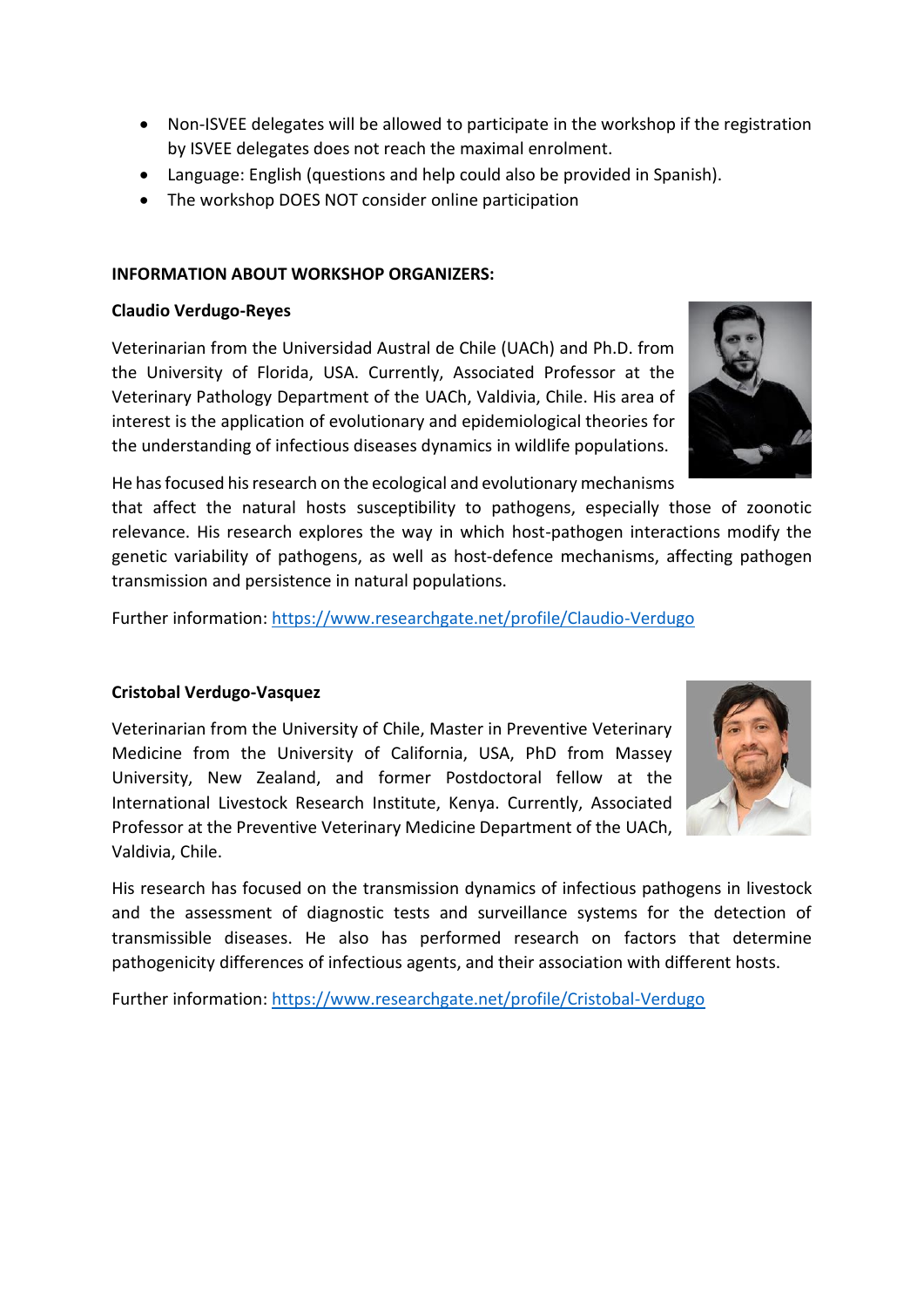- Non-ISVEE delegates will be allowed to participate in the workshop if the registration by ISVEE delegates does not reach the maximal enrolment.
- Language: English (questions and help could also be provided in Spanish).
- The workshop DOES NOT consider online participation

**INFORMATION ABOUT WORKSHOP ORGANIZERS:**

**Claudio Verdugo-Reyes**

Veterinarian from the Universidad Austral de Chile (UACh) and Ph.D. from the University of Florida, USA. Currently, Associated Professor at the Veterinary Pathology Department of the UACh, Valdivia, Chile. His area of interest is the application of evolutionary and epidemiological theories for the understanding of infectious diseases dynamics in wildlife populations.

He has focused his research on the ecological and evolutionary mechanisms that affect the natural hosts susceptibility to pathogens, especially those of zoonotic relevance. His research explores the way in which host-pathogen interactions modify the genetic variability of pathogens, as well as host-defence mechanisms, affecting pathogen transmission and persistence in natural populations.

Further information: https://www.researchgate.net/profile/Claudio-Verdugo

**Cristobal Verdugo-Vasquez**

Veterinarian from the University of Chile, Master in Preventive Veterinary Medicine from the University of California, USA, PhD from Massey University, New Zealand, and former Postdoctoral fellow at the International Livestock Research Institute, Kenya. Currently, Associated Professor at the Preventive Veterinary Medicine Department of the UACh, Valdivia, Chile.

His research has focused on the transmission dynamics of infectious pathogens in livestock and the assessment of diagnostic tests and surveillance systems for the detection of transmissible diseases. He also has performed research on factors that determine pathogenicity differences of infectious agents, and their association with different hosts.

Further information: https://www.researchgate.net/profile/Cristobal-Verdugo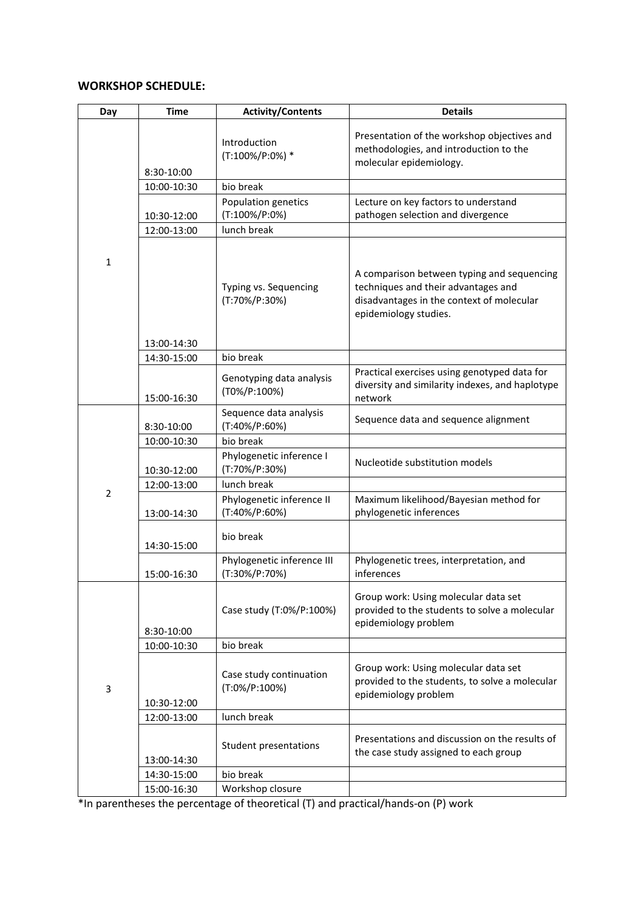**WORKSHOP SCHEDULE:**

| Day | Time | Activity/Contents | Details |
|---|---|---|---|
| 1 | 8:30-10:00 | Introduction (T:100%/P:0%) * | Presentation of the workshop objectives and methodologies, and introduction to the molecular epidemiology. |
| | 10:00-10:30 | bio break | |
| | 10:30-12:00 | Population genetics (T:100%/P:0%) | Lecture on key factors to understand pathogen selection and divergence |
| | 12:00-13:00 | lunch break | |
| | 13:00-14:30 | Typing vs. Sequencing (T:70%/P:30%) | A comparison between typing and sequencing techniques and their advantages and disadvantages in the context of molecular epidemiology studies. |
| | 14:30-15:00 | bio break | |
| | 15:00-16:30 | Genotyping data analysis (T0%/P:100%) | Practical exercises using genotyped data for diversity and similarity indexes, and haplotype network |
| 2 | 8:30-10:00 | Sequence data analysis (T:40%/P:60%) | Sequence data and sequence alignment |
| | 10:00-10:30 | bio break | |
| | 10:30-12:00 | Phylogenetic inference I (T:70%/P:30%) | Nucleotide substitution models |
| | 12:00-13:00 | lunch break | |
| | 13:00-14:30 | Phylogenetic inference II (T:40%/P:60%) | Maximum likelihood/Bayesian method for phylogenetic inferences |
| | 14:30-15:00 | bio break | |
| | 15:00-16:30 | Phylogenetic inference III (T:30%/P:70%) | Phylogenetic trees, interpretation, and inferences |
| 3 | 8:30-10:00 | Case study (T:0%/P:100%) | Group work: Using molecular data set provided to the students to solve a molecular epidemiology problem |
| | 10:00-10:30 | bio break | |
| | 10:30-12:00 | Case study continuation (T:0%/P:100%) | Group work: Using molecular data set provided to the students, to solve a molecular epidemiology problem |
| | 12:00-13:00 | lunch break | |
| | 13:00-14:30 | Student presentations | Presentations and discussion on the results of the case study assigned to each group |
| | 14:30-15:00 | bio break | |
| | 15:00-16:30 | Workshop closure | |

*In parentheses the percentage of theoretical (T) and practical/hands-on (P) work